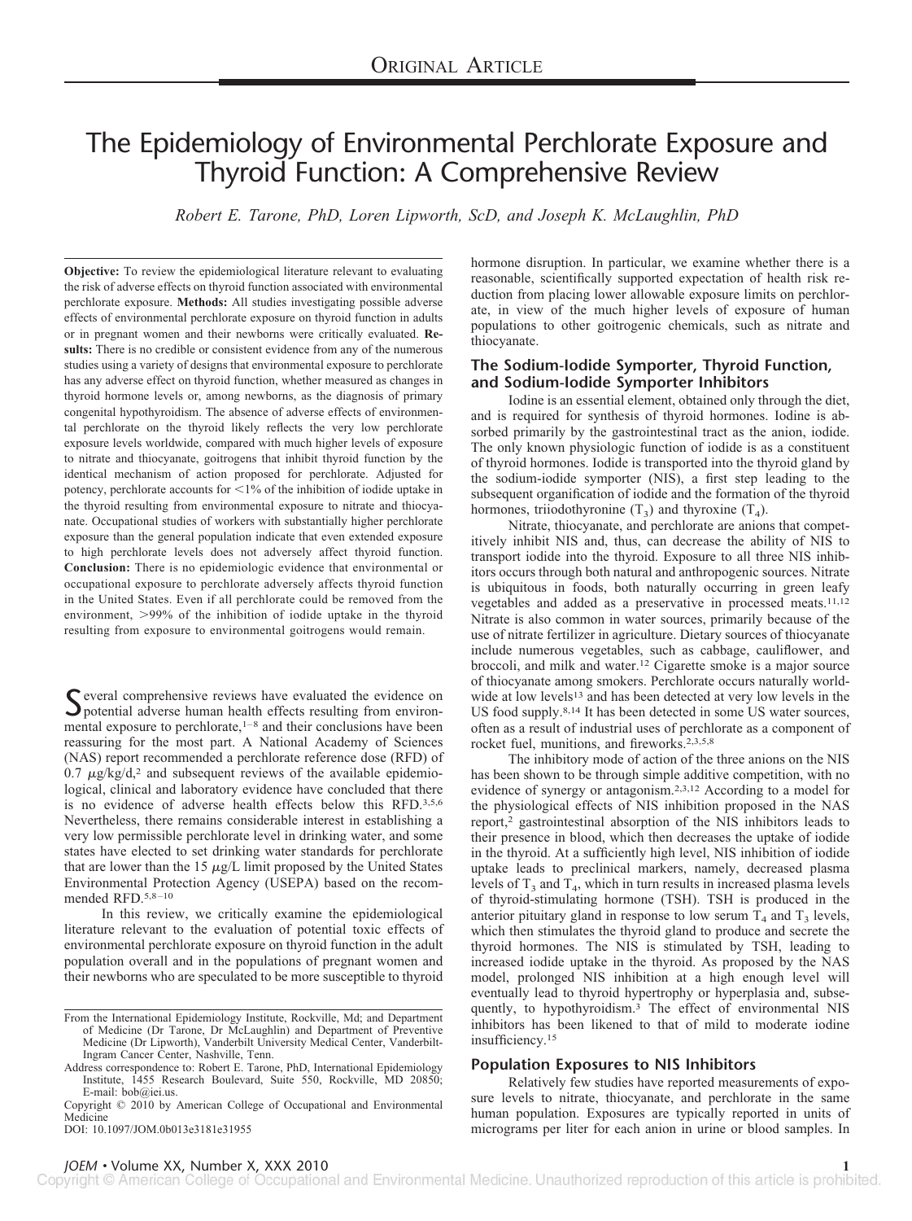ORIGINAL ARTICLE

# The Epidemiology of Environmental Perchlorate Exposure and Thyroid Function: A Comprehensive Review

*Robert E. Tarone, PhD, Loren Lipworth, ScD, and Joseph K. McLaughlin, PhD*

**Objective:** To review the epidemiological literature relevant to evaluating the risk of adverse effects on thyroid function associated with environmental perchlorate exposure. **Methods:** All studies investigating possible adverse effects of environmental perchlorate exposure on thyroid function in adults or in pregnant women and their newborns were critically evaluated. **Results:** There is no credible or consistent evidence from any of the numerous studies using a variety of designs that environmental exposure to perchlorate has any adverse effect on thyroid function, whether measured as changes in thyroid hormone levels or, among newborns, as the diagnosis of primary congenital hypothyroidism. The absence of adverse effects of environmental perchlorate on the thyroid likely reflects the very low perchlorate exposure levels worldwide, compared with much higher levels of exposure to nitrate and thiocyanate, goitrogens that inhibit thyroid function by the identical mechanism of action proposed for perchlorate. Adjusted for potency, perchlorate accounts for <1% of the inhibition of iodide uptake in the thyroid resulting from environmental exposure to nitrate and thiocyanate. Occupational studies of workers with substantially higher perchlorate exposure than the general population indicate that even extended exposure to high perchlorate levels does not adversely affect thyroid function. **Conclusion:** There is no epidemiologic evidence that environmental or occupational exposure to perchlorate adversely affects thyroid function in the United States. Even if all perchlorate could be removed from the environment, >99% of the inhibition of iodide uptake in the thyroid resulting from exposure to environmental goitrogens would remain.

Several comprehensive reviews have evaluated the evidence on potential adverse human health effects resulting from environmental exposure to perchlorate,[1–8] and their conclusions have been reassuring for the most part. A National Academy of Sciences (NAS) report recommended a perchlorate reference dose (RFD) of 0.7 $\mu$g/kg/d,[2] and subsequent reviews of the available epidemiological, clinical and laboratory evidence have concluded that there is no evidence of adverse health effects below this RFD.[3,5,6] Nevertheless, there remains considerable interest in establishing a very low permissible perchlorate level in drinking water, and some states have elected to set drinking water standards for perchlorate that are lower than the 15 $\mu$g/L limit proposed by the United States Environmental Protection Agency (USEPA) based on the recommended RFD.[5,8–10]

In this review, we critically examine the epidemiological literature relevant to the evaluation of potential toxic effects of environmental perchlorate exposure on thyroid function in the adult population overall and in the populations of pregnant women and their newborns who are speculated to be more susceptible to thyroid hormone disruption. In particular, we examine whether there is a reasonable, scientifically supported expectation of health risk reduction from placing lower allowable exposure limits on perchlorate, in view of the much higher levels of exposure of human populations to other goitrogenic chemicals, such as nitrate and thiocyanate.

From the International Epidemiology Institute, Rockville, Md; and Department of Medicine (Dr Tarone, Dr McLaughlin) and Department of Preventive Medicine (Dr Lipworth), Vanderbilt University Medical Center, Vanderbilt-Ingram Cancer Center, Nashville, Tenn.

Address correspondence to: Robert E. Tarone, PhD, International Epidemiology Institute, 1455 Research Boulevard, Suite 550, Rockville, MD 20850; E-mail: bob@iei.us.

Copyright © 2010 by American College of Occupational and Environmental Medicine

DOI: 10.1097/JOM.0b013e3181e31955

## The Sodium-Iodide Symporter, Thyroid Function, and Sodium-Iodide Symporter Inhibitors

Iodine is an essential element, obtained only through the diet, and is required for synthesis of thyroid hormones. Iodine is absorbed primarily by the gastrointestinal tract as the anion, iodide. The only known physiologic function of iodide is as a constituent of thyroid hormones. Iodide is transported into the thyroid gland by the sodium-iodide symporter (NIS), a first step leading to the subsequent organification of iodide and the formation of the thyroid hormones, triiodothyronine ($T_3$) and thyroxine ($T_4$).

Nitrate, thiocyanate, and perchlorate are anions that competitively inhibit NIS and, thus, can decrease the ability of NIS to transport iodide into the thyroid. Exposure to all three NIS inhibitors occurs through both natural and anthropogenic sources. Nitrate is ubiquitous in foods, both naturally occurring in green leafy vegetables and added as a preservative in processed meats.[11,12] Nitrate is also common in water sources, primarily because of the use of nitrate fertilizer in agriculture. Dietary sources of thiocyanate include numerous vegetables, such as cabbage, cauliflower, and broccoli, and milk and water.[12] Cigarette smoke is a major source of thiocyanate among smokers. Perchlorate occurs naturally worldwide at low levels[13] and has been detected at very low levels in the US food supply.[8,14] It has been detected in some US water sources, often as a result of industrial uses of perchlorate as a component of rocket fuel, munitions, and fireworks.[2,3,5,8]

The inhibitory mode of action of the three anions on the NIS has been shown to be through simple additive competition, with no evidence of synergy or antagonism.[2,3,12] According to a model for the physiological effects of NIS inhibition proposed in the NAS report,[2] gastrointestinal absorption of the NIS inhibitors leads to their presence in blood, which then decreases the uptake of iodide in the thyroid. At a sufficiently high level, NIS inhibition of iodide uptake leads to preclinical markers, namely, decreased plasma levels of $T_3$ and $T_4$, which in turn results in increased plasma levels of thyroid-stimulating hormone (TSH). TSH is produced in the anterior pituitary gland in response to low serum $T_4$ and $T_3$ levels, which then stimulates the thyroid gland to produce and secrete the thyroid hormones. The NIS is stimulated by TSH, leading to increased iodide uptake in the thyroid. As proposed by the NAS model, prolonged NIS inhibition at a high enough level will eventually lead to thyroid hypertrophy or hyperplasia and, subsequently, to hypothyroidism.[3] The effect of environmental NIS inhibitors has been likened to that of mild to moderate iodine insufficiency.[15]

## Population Exposures to NIS Inhibitors

Relatively few studies have reported measurements of exposure levels to nitrate, thiocyanate, and perchlorate in the same human population. Exposures are typically reported in units of micrograms per liter for each anion in urine or blood samples. In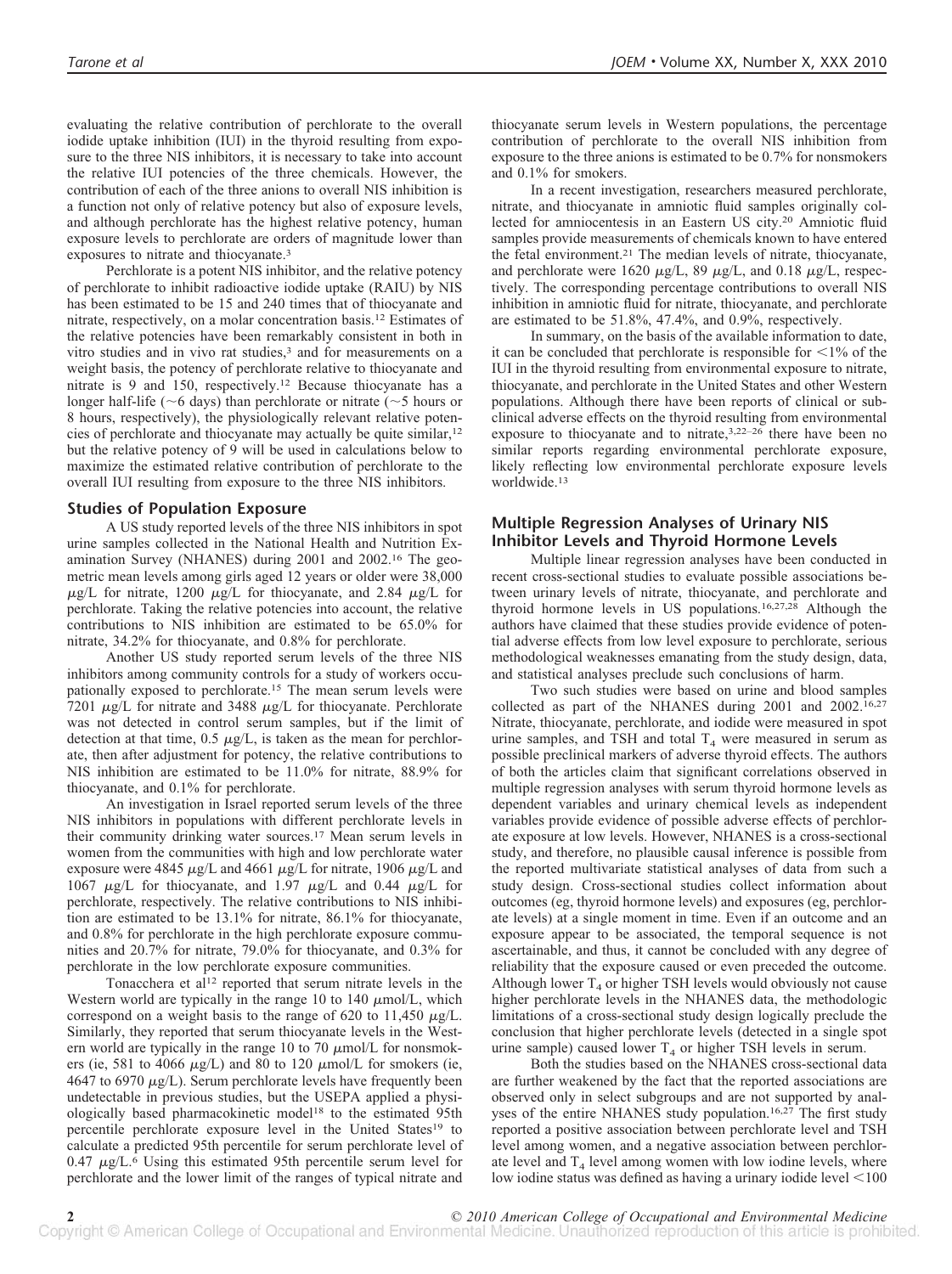evaluating the relative contribution of perchlorate to the overall iodide uptake inhibition (IUI) in the thyroid resulting from exposure to the three NIS inhibitors, it is necessary to take into account the relative IUI potencies of the three chemicals. However, the contribution of each of the three anions to overall NIS inhibition is a function not only of relative potency but also of exposure levels, and although perchlorate has the highest relative potency, human exposure levels to perchlorate are orders of magnitude lower than exposures to nitrate and thiocyanate.[3]

Perchlorate is a potent NIS inhibitor, and the relative potency of perchlorate to inhibit radioactive iodide uptake (RAIU) by NIS has been estimated to be 15 and 240 times that of thiocyanate and nitrate, respectively, on a molar concentration basis.[12] Estimates of the relative potencies have been remarkably consistent in both in vitro studies and in vivo rat studies,[3] and for measurements on a weight basis, the potency of perchlorate relative to thiocyanate and nitrate is 9 and 150, respectively.[12] Because thiocyanate has a longer half-life (~6 days) than perchlorate or nitrate (~5 hours or 8 hours, respectively), the physiologically relevant relative potencies of perchlorate and thiocyanate may actually be quite similar,[12] but the relative potency of 9 will be used in calculations below to maximize the estimated relative contribution of perchlorate to the overall IUI resulting from exposure to the three NIS inhibitors.

### Studies of Population Exposure

A US study reported levels of the three NIS inhibitors in spot urine samples collected in the National Health and Nutrition Examination Survey (NHANES) during 2001 and 2002.[16] The geometric mean levels among girls aged 12 years or older were 38,000 μg/L for nitrate, 1200 μg/L for thiocyanate, and 2.84 μg/L for perchlorate. Taking the relative potencies into account, the relative contributions to NIS inhibition are estimated to be 65.0% for nitrate, 34.2% for thiocyanate, and 0.8% for perchlorate.

Another US study reported serum levels of the three NIS inhibitors among community controls for a study of workers occupationally exposed to perchlorate.[15] The mean serum levels were 7201 μg/L for nitrate and 3488 μg/L for thiocyanate. Perchlorate was not detected in control serum samples, but if the limit of detection at that time, 0.5 μg/L, is taken as the mean for perchlorate, then after adjustment for potency, the relative contributions to NIS inhibition are estimated to be 11.0% for nitrate, 88.9% for thiocyanate, and 0.1% for perchlorate.

An investigation in Israel reported serum levels of the three NIS inhibitors in populations with different perchlorate levels in their community drinking water sources.[17] Mean serum levels in women from the communities with high and low perchlorate water exposure were 4845 μg/L and 4661 μg/L for nitrate, 1906 μg/L and 1067 μg/L for thiocyanate, and 1.97 μg/L and 0.44 μg/L for perchlorate, respectively. The relative contributions to NIS inhibition are estimated to be 13.1% for nitrate, 86.1% for thiocyanate, and 0.8% for perchlorate in the high perchlorate exposure communities and 20.7% for nitrate, 79.0% for thiocyanate, and 0.3% for perchlorate in the low perchlorate exposure communities.

Tonacchera et al[12] reported that serum nitrate levels in the Western world are typically in the range 10 to 140 μmol/L, which correspond on a weight basis to the range of 620 to 11,450 μg/L. Similarly, they reported that serum thiocyanate levels in the Western world are typically in the range 10 to 70 μmol/L for nonsmokers (ie, 581 to 4066 μg/L) and 80 to 120 μmol/L for smokers (ie, 4647 to 6970 μg/L). Serum perchlorate levels have frequently been undetectable in previous studies, but the USEPA applied a physiologically based pharmacokinetic model[18] to the estimated 95th percentile perchlorate exposure level in the United States[19] to calculate a predicted 95th percentile for serum perchlorate level of 0.47 μg/L.[6] Using this estimated 95th percentile serum level for perchlorate and the lower limit of the ranges of typical nitrate and thiocyanate serum levels in Western populations, the percentage contribution of perchlorate to the overall NIS inhibition from exposure to the three anions is estimated to be 0.7% for nonsmokers and 0.1% for smokers.

In a recent investigation, researchers measured perchlorate, nitrate, and thiocyanate in amniotic fluid samples originally collected for amniocentesis in an Eastern US city.[20] Amniotic fluid samples provide measurements of chemicals known to have entered the fetal environment.[21] The median levels of nitrate, thiocyanate, and perchlorate were 1620 μg/L, 89 μg/L, and 0.18 μg/L, respectively. The corresponding percentage contributions to overall NIS inhibition in amniotic fluid for nitrate, thiocyanate, and perchlorate are estimated to be 51.8%, 47.4%, and 0.9%, respectively.

In summary, on the basis of the available information to date, it can be concluded that perchlorate is responsible for <1% of the IUI in the thyroid resulting from environmental exposure to nitrate, thiocyanate, and perchlorate in the United States and other Western populations. Although there have been reports of clinical or subclinical adverse effects on the thyroid resulting from environmental exposure to thiocyanate and to nitrate,[3,22–26] there have been no similar reports regarding environmental perchlorate exposure, likely reflecting low environmental perchlorate exposure levels worldwide.[13]

### Multiple Regression Analyses of Urinary NIS Inhibitor Levels and Thyroid Hormone Levels

Multiple linear regression analyses have been conducted in recent cross-sectional studies to evaluate possible associations between urinary levels of nitrate, thiocyanate, and perchlorate and thyroid hormone levels in US populations.[16,27,28] Although the authors have claimed that these studies provide evidence of potential adverse effects from low level exposure to perchlorate, serious methodological weaknesses emanating from the study design, data, and statistical analyses preclude such conclusions of harm.

Two such studies were based on urine and blood samples collected as part of the NHANES during 2001 and 2002.[16,27] Nitrate, thiocyanate, perchlorate, and iodide were measured in spot urine samples, and TSH and total $T_4$ were measured in serum as possible preclinical markers of adverse thyroid effects. The authors of both the articles claim that significant correlations observed in multiple regression analyses with serum thyroid hormone levels as dependent variables and urinary chemical levels as independent variables provide evidence of possible adverse effects of perchlorate exposure at low levels. However, NHANES is a cross-sectional study, and therefore, no plausible causal inference is possible from the reported multivariate statistical analyses of data from such a study design. Cross-sectional studies collect information about outcomes (eg, thyroid hormone levels) and exposures (eg, perchlorate levels) at a single moment in time. Even if an outcome and an exposure appear to be associated, the temporal sequence is not ascertainable, and thus, it cannot be concluded with any degree of reliability that the exposure caused or even preceded the outcome. Although lower $T_4$ or higher TSH levels would obviously not cause higher perchlorate levels in the NHANES data, the methodologic limitations of a cross-sectional study design logically preclude the conclusion that higher perchlorate levels (detected in a single spot urine sample) caused lower $T_4$ or higher TSH levels in serum.

Both the studies based on the NHANES cross-sectional data are further weakened by the fact that the reported associations are observed only in select subgroups and are not supported by analyses of the entire NHANES study population.[16,27] The first study reported a positive association between perchlorate level and TSH level among women, and a negative association between perchlorate level and $T_4$ level among women with low iodine levels, where low iodine status was defined as having a urinary iodide level <100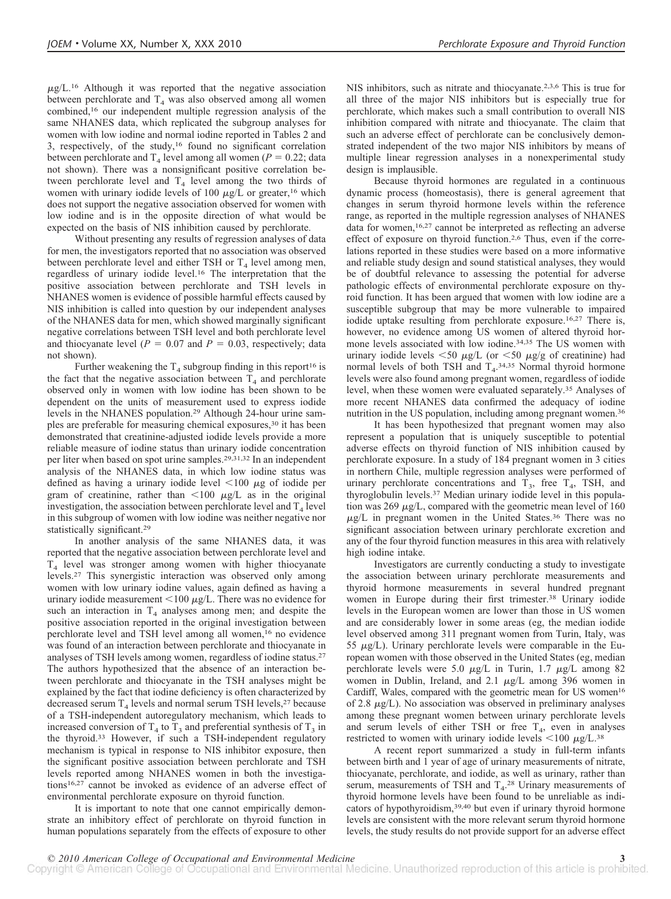$\mu g/L$.[16] Although it was reported that the negative association between perchlorate and $T_4$ was also observed among all women combined,[16] our independent multiple regression analysis of the same NHANES data, which replicated the subgroup analyses for women with low iodine and normal iodine reported in Tables 2 and 3, respectively, of the study,[16] found no significant correlation between perchlorate and $T_4$ level among all women ($P = 0.22$; data not shown). There was a nonsignificant positive correlation between perchlorate level and $T_4$ level among the two thirds of women with urinary iodide levels of 100 $\mu g/L$ or greater,[16] which does not support the negative association observed for women with low iodine and is in the opposite direction of what would be expected on the basis of NIS inhibition caused by perchlorate.

Without presenting any results of regression analyses of data for men, the investigators reported that no association was observed between perchlorate level and either TSH or $T_4$ level among men, regardless of urinary iodide level.[16] The interpretation that the positive association between perchlorate and TSH levels in NHANES women is evidence of possible harmful effects caused by NIS inhibition is called into question by our independent analyses of the NHANES data for men, which showed marginally significant negative correlations between TSH level and both perchlorate level and thiocyanate level ($P = 0.07$ and $P = 0.03$, respectively; data not shown).

Further weakening the $T_4$ subgroup finding in this report[16] is the fact that the negative association between $T_4$ and perchlorate observed only in women with low iodine has been shown to be dependent on the units of measurement used to express iodide levels in the NHANES population.[29] Although 24-hour urine samples are preferable for measuring chemical exposures,[30] it has been demonstrated that creatinine-adjusted iodide levels provide a more reliable measure of iodine status than urinary iodide concentration per liter when based on spot urine samples.[29,31,32] In an independent analysis of the NHANES data, in which low iodine status was defined as having a urinary iodide level <100 $\mu g$ of iodide per gram of creatinine, rather than <100 $\mu g/L$ as in the original investigation, the association between perchlorate level and $T_4$ level in this subgroup of women with low iodine was neither negative nor statistically significant.[29]

In another analysis of the same NHANES data, it was reported that the negative association between perchlorate level and $T_4$ level was stronger among women with higher thiocyanate levels.[27] This synergistic interaction was observed only among women with low urinary iodine values, again defined as having a urinary iodide measurement <100 $\mu g/L$. There was no evidence for such an interaction in $T_4$ analyses among men; and despite the positive association reported in the original investigation between perchlorate level and TSH level among all women,[16] no evidence was found of an interaction between perchlorate and thiocyanate in analyses of TSH levels among women, regardless of iodine status.[27] The authors hypothesized that the absence of an interaction between perchlorate and thiocyanate in the TSH analyses might be explained by the fact that iodine deficiency is often characterized by decreased serum $T_4$ levels and normal serum TSH levels,[27] because of a TSH-independent autoregulatory mechanism, which leads to increased conversion of $T_4$ to $T_3$ and preferential synthesis of $T_3$ in the thyroid.[33] However, if such a TSH-independent regulatory mechanism is typical in response to NIS inhibitor exposure, then the significant positive association between perchlorate and TSH levels reported among NHANES women in both the investigations[16,27] cannot be invoked as evidence of an adverse effect of environmental perchlorate exposure on thyroid function.

It is important to note that one cannot empirically demonstrate an inhibitory effect of perchlorate on thyroid function in human populations separately from the effects of exposure to other NIS inhibitors, such as nitrate and thiocyanate.[2,3,6] This is true for all three of the major NIS inhibitors but is especially true for perchlorate, which makes such a small contribution to overall NIS inhibition compared with nitrate and thiocyanate. The claim that such an adverse effect of perchlorate can be conclusively demonstrated independent of the two major NIS inhibitors by means of multiple linear regression analyses in a nonexperimental study design is implausible.

Because thyroid hormones are regulated in a continuous dynamic process (homeostasis), there is general agreement that changes in serum thyroid hormone levels within the reference range, as reported in the multiple regression analyses of NHANES data for women,[16,27] cannot be interpreted as reflecting an adverse effect of exposure on thyroid function.[2,6] Thus, even if the correlations reported in these studies were based on a more informative and reliable study design and sound statistical analyses, they would be of doubtful relevance to assessing the potential for adverse pathologic effects of environmental perchlorate exposure on thyroid function. It has been argued that women with low iodine are a susceptible subgroup that may be more vulnerable to impaired iodide uptake resulting from perchlorate exposure.[16,27] There is, however, no evidence among US women of altered thyroid hormone levels associated with low iodine.[34,35] The US women with urinary iodide levels <50 $\mu g/L$ (or <50 $\mu g/g$ of creatinine) had normal levels of both TSH and $T_4$.[34,35] Normal thyroid hormone levels were also found among pregnant women, regardless of iodide level, when these women were evaluated separately.[35] Analyses of more recent NHANES data confirmed the adequacy of iodine nutrition in the US population, including among pregnant women.[36]

It has been hypothesized that pregnant women may also represent a population that is uniquely susceptible to potential adverse effects on thyroid function of NIS inhibition caused by perchlorate exposure. In a study of 184 pregnant women in 3 cities in northern Chile, multiple regression analyses were performed of urinary perchlorate concentrations and $T_3$, free $T_4$, TSH, and thyroglobulin levels.[37] Median urinary iodide level in this population was 269 $\mu g/L$, compared with the geometric mean level of 160 $\mu g/L$ in pregnant women in the United States.[36] There was no significant association between urinary perchlorate excretion and any of the four thyroid function measures in this area with relatively high iodine intake.

Investigators are currently conducting a study to investigate the association between urinary perchlorate measurements and thyroid hormone measurements in several hundred pregnant women in Europe during their first trimester.[38] Urinary iodide levels in the European women are lower than those in US women and are considerably lower in some areas (eg, the median iodide level observed among 311 pregnant women from Turin, Italy, was 55 $\mu g/L$). Urinary perchlorate levels were comparable in the European women with those observed in the United States (eg, median perchlorate levels were 5.0 $\mu g/L$ in Turin, 1.7 $\mu g/L$ among 82 women in Dublin, Ireland, and 2.1 $\mu g/L$ among 396 women in Cardiff, Wales, compared with the geometric mean for US women[16] of 2.8 $\mu g/L$). No association was observed in preliminary analyses among these pregnant women between urinary perchlorate levels and serum levels of either TSH or free $T_4$, even in analyses restricted to women with urinary iodide levels <100 $\mu g/L$.[38]

A recent report summarized a study in full-term infants between birth and 1 year of age of urinary measurements of nitrate, thiocyanate, perchlorate, and iodide, as well as urinary, rather than serum, measurements of TSH and $T_4$.[28] Urinary measurements of thyroid hormone levels have been found to be unreliable as indicators of hypothyroidism,[39,40] but even if urinary thyroid hormone levels are consistent with the more relevant serum thyroid hormone levels, the study results do not provide support for an adverse effect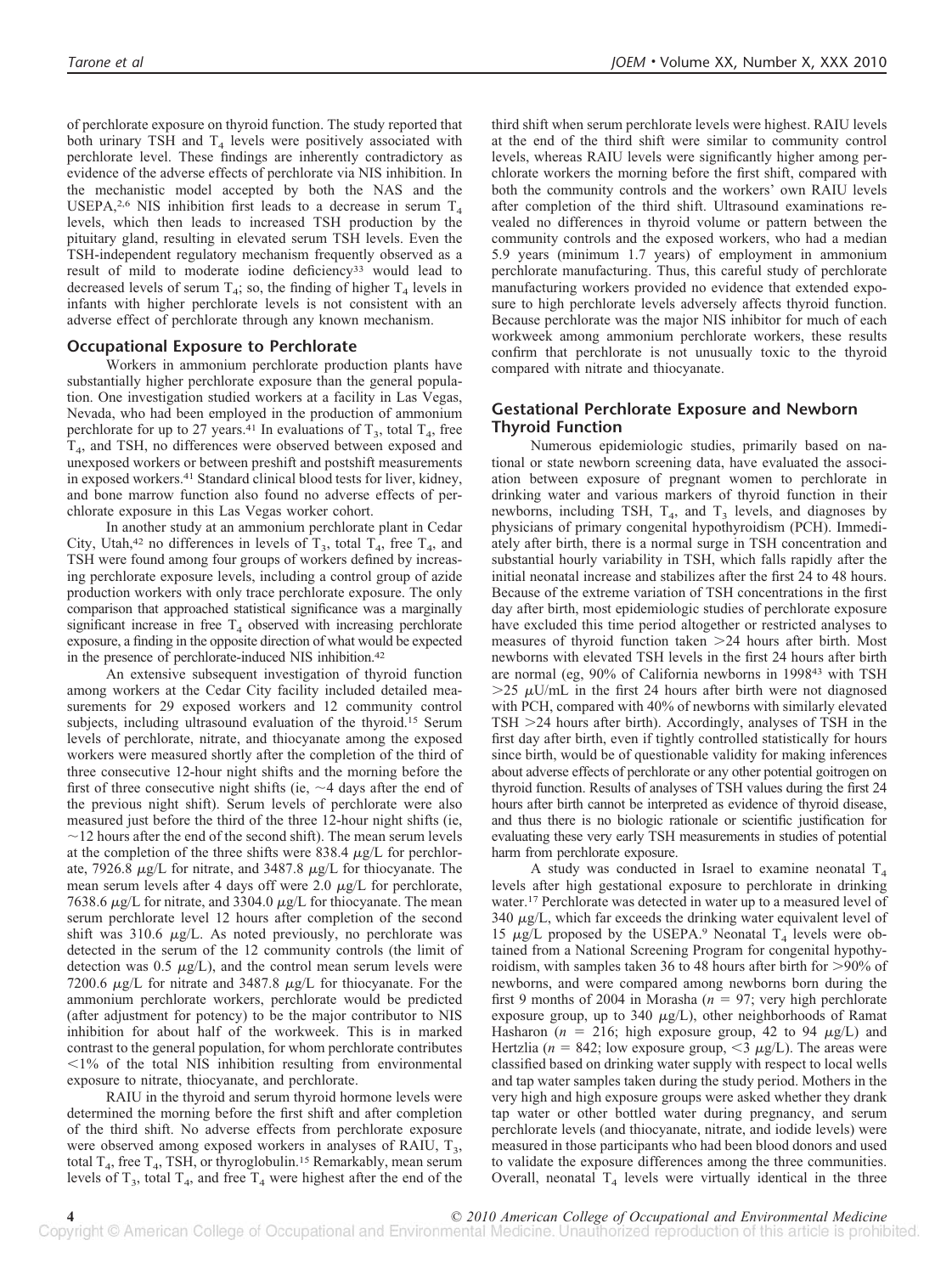of perchlorate exposure on thyroid function. The study reported that both urinary TSH and $T_4$ levels were positively associated with perchlorate level. These findings are inherently contradictory as evidence of the adverse effects of perchlorate via NIS inhibition. In the mechanistic model accepted by both the NAS and the USEPA,[2,6] NIS inhibition first leads to a decrease in serum $T_4$ levels, which then leads to increased TSH production by the pituitary gland, resulting in elevated serum TSH levels. Even the TSH-independent regulatory mechanism frequently observed as a result of mild to moderate iodine deficiency[33] would lead to decreased levels of serum $T_4$; so, the finding of higher $T_4$ levels in infants with higher perchlorate levels is not consistent with an adverse effect of perchlorate through any known mechanism.

### Occupational Exposure to Perchlorate

Workers in ammonium perchlorate production plants have substantially higher perchlorate exposure than the general population. One investigation studied workers at a facility in Las Vegas, Nevada, who had been employed in the production of ammonium perchlorate for up to 27 years.[41] In evaluations of $T_3$, total $T_4$, free $T_4$, and TSH, no differences were observed between exposed and unexposed workers or between preshift and postshift measurements in exposed workers.[41] Standard clinical blood tests for liver, kidney, and bone marrow function also found no adverse effects of perchlorate exposure in this Las Vegas worker cohort.

In another study at an ammonium perchlorate plant in Cedar City, Utah,[42] no differences in levels of $T_3$, total $T_4$, free $T_4$, and TSH were found among four groups of workers defined by increasing perchlorate exposure levels, including a control group of azide production workers with only trace perchlorate exposure. The only comparison that approached statistical significance was a marginally significant increase in free $T_4$ observed with increasing perchlorate exposure, a finding in the opposite direction of what would be expected in the presence of perchlorate-induced NIS inhibition.[42]

An extensive subsequent investigation of thyroid function among workers at the Cedar City facility included detailed measurements for 29 exposed workers and 12 community control subjects, including ultrasound evaluation of the thyroid.[15] Serum levels of perchlorate, nitrate, and thiocyanate among the exposed workers were measured shortly after the completion of the third of three consecutive 12-hour night shifts and the morning before the first of three consecutive night shifts (ie, ~4 days after the end of the previous night shift). Serum levels of perchlorate were also measured just before the third of the three 12-hour night shifts (ie, ~12 hours after the end of the second shift). The mean serum levels at the completion of the three shifts were 838.4 $\mu$g/L for perchlorate, 7926.8 $\mu$g/L for nitrate, and 3487.8 $\mu$g/L for thiocyanate. The mean serum levels after 4 days off were 2.0 $\mu$g/L for perchlorate, 7638.6 $\mu$g/L for nitrate, and 3304.0 $\mu$g/L for thiocyanate. The mean serum perchlorate level 12 hours after completion of the second shift was 310.6 $\mu$g/L. As noted previously, no perchlorate was detected in the serum of the 12 community controls (the limit of detection was 0.5 $\mu$g/L), and the control mean serum levels were 7200.6 $\mu$g/L for nitrate and 3487.8 $\mu$g/L for thiocyanate. For the ammonium perchlorate workers, perchlorate would be predicted (after adjustment for potency) to be the major contributor to NIS inhibition for about half of the workweek. This is in marked contrast to the general population, for whom perchlorate contributes <1% of the total NIS inhibition resulting from environmental exposure to nitrate, thiocyanate, and perchlorate.

RAIU in the thyroid and serum thyroid hormone levels were determined the morning before the first shift and after completion of the third shift. No adverse effects from perchlorate exposure were observed among exposed workers in analyses of RAIU, $T_3$, total $T_4$, free $T_4$, TSH, or thyroglobulin.[15] Remarkably, mean serum levels of $T_3$, total $T_4$, and free $T_4$ were highest after the end of the third shift when serum perchlorate levels were highest. RAIU levels at the end of the third shift were similar to community control levels, whereas RAIU levels were significantly higher among perchlorate workers the morning before the first shift, compared with both the community controls and the workers' own RAIU levels after completion of the third shift. Ultrasound examinations revealed no differences in thyroid volume or pattern between the community controls and the exposed workers, who had a median 5.9 years (minimum 1.7 years) of employment in ammonium perchlorate manufacturing. Thus, this careful study of perchlorate manufacturing workers provided no evidence that extended exposure to high perchlorate levels adversely affects thyroid function. Because perchlorate was the major NIS inhibitor for much of each workweek among ammonium perchlorate workers, these results confirm that perchlorate is not unusually toxic to the thyroid compared with nitrate and thiocyanate.

### Gestational Perchlorate Exposure and Newborn Thyroid Function

Numerous epidemiologic studies, primarily based on national or state newborn screening data, have evaluated the association between exposure of pregnant women to perchlorate in drinking water and various markers of thyroid function in their newborns, including TSH, $T_4$, and $T_3$ levels, and diagnoses by physicians of primary congenital hypothyroidism (PCH). Immediately after birth, there is a normal surge in TSH concentration and substantial hourly variability in TSH, which falls rapidly after the initial neonatal increase and stabilizes after the first 24 to 48 hours. Because of the extreme variation of TSH concentrations in the first day after birth, most epidemiologic studies of perchlorate exposure have excluded this time period altogether or restricted analyses to measures of thyroid function taken >24 hours after birth. Most newborns with elevated TSH levels in the first 24 hours after birth are normal (eg, 90% of California newborns in 1998[43] with TSH >25 $\mu$U/mL in the first 24 hours after birth were not diagnosed with PCH, compared with 40% of newborns with similarly elevated TSH >24 hours after birth). Accordingly, analyses of TSH in the first day after birth, even if tightly controlled statistically for hours since birth, would be of questionable validity for making inferences about adverse effects of perchlorate or any other potential goitrogen on thyroid function. Results of analyses of TSH values during the first 24 hours after birth cannot be interpreted as evidence of thyroid disease, and thus there is no biologic rationale or scientific justification for evaluating these very early TSH measurements in studies of potential harm from perchlorate exposure.

A study was conducted in Israel to examine neonatal $T_4$ levels after high gestational exposure to perchlorate in drinking water.[17] Perchlorate was detected in water up to a measured level of 340 $\mu$g/L, which far exceeds the drinking water equivalent level of 15 $\mu$g/L proposed by the USEPA.[9] Neonatal $T_4$ levels were obtained from a National Screening Program for congenital hypothyroidism, with samples taken 36 to 48 hours after birth for >90% of newborns, and were compared among newborns born during the first 9 months of 2004 in Morasha ($n = 97$; very high perchlorate exposure group, up to 340 $\mu$g/L), other neighborhoods of Ramat Hasharon ($n = 216$; high exposure group, 42 to 94 $\mu$g/L) and Hertzlia ($n = 842$; low exposure group, <3 $\mu$g/L). The areas were classified based on drinking water supply with respect to local wells and tap water samples taken during the study period. Mothers in the very high and high exposure groups were asked whether they drank tap water or other bottled water during pregnancy, and serum perchlorate levels (and thiocyanate, nitrate, and iodide levels) were measured in those participants who had been blood donors and used to validate the exposure differences among the three communities. Overall, neonatal $T_4$ levels were virtually identical in the three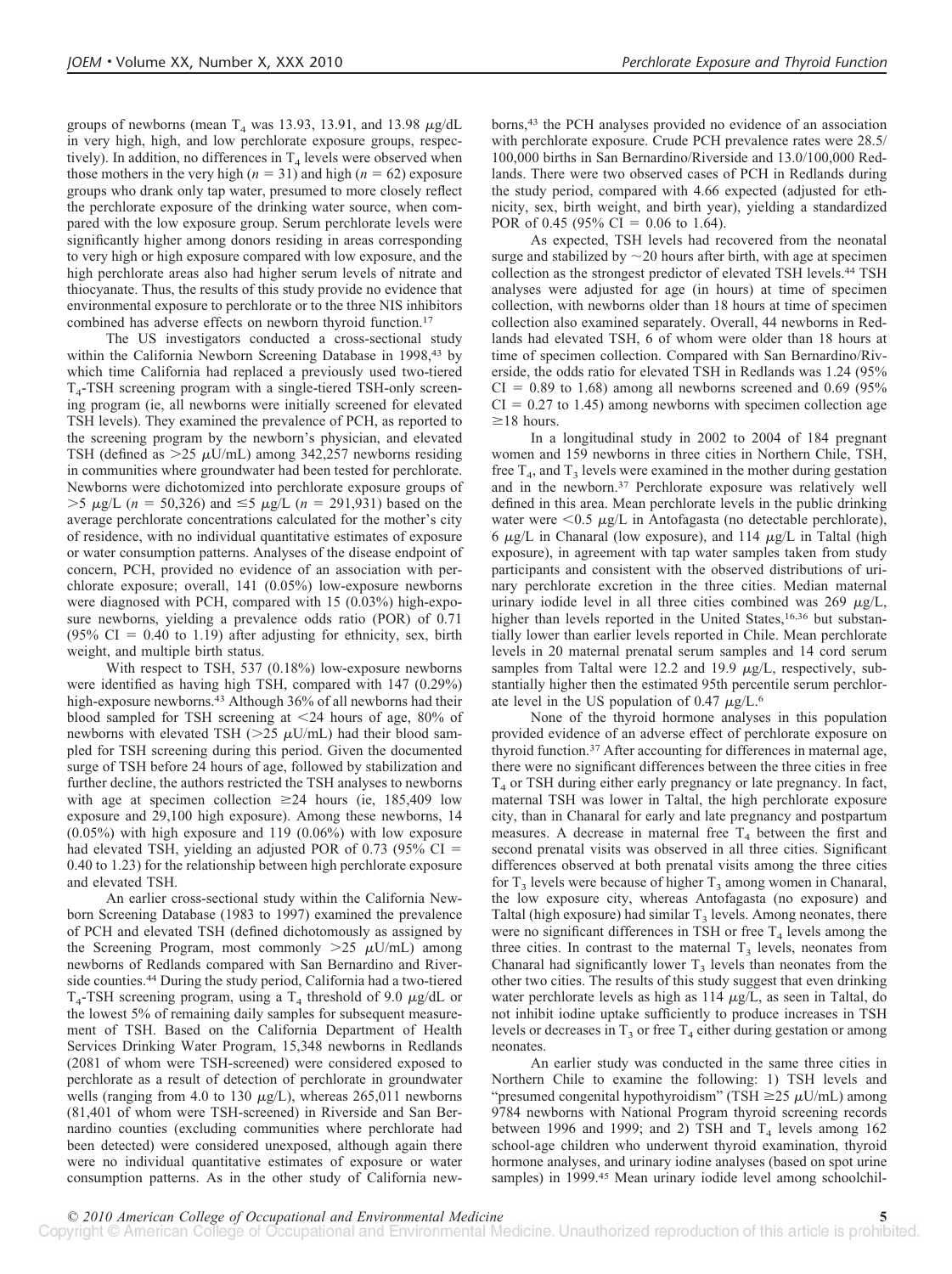groups of newborns (mean $T_4$ was 13.93, 13.91, and 13.98 $\mu$g/dL in very high, high, and low perchlorate exposure groups, respectively). In addition, no differences in $T_4$ levels were observed when those mothers in the very high ($n = 31$) and high ($n = 62$) exposure groups who drank only tap water, presumed to more closely reflect the perchlorate exposure of the drinking water source, when compared with the low exposure group. Serum perchlorate levels were significantly higher among donors residing in areas corresponding to very high or high exposure compared with low exposure, and the high perchlorate areas also had higher serum levels of nitrate and thiocyanate. Thus, the results of this study provide no evidence that environmental exposure to perchlorate or to the three NIS inhibitors combined has adverse effects on newborn thyroid function.[17]

The US investigators conducted a cross-sectional study within the California Newborn Screening Database in 1998,[43] by which time California had replaced a previously used two-tiered $T_4$-TSH screening program with a single-tiered TSH-only screening program (ie, all newborns were initially screened for elevated TSH levels). They examined the prevalence of PCH, as reported to the screening program by the newborn's physician, and elevated TSH (defined as $>25$ $\mu$U/mL) among 342,257 newborns residing in communities where groundwater had been tested for perchlorate. Newborns were dichotomized into perchlorate exposure groups of $>5$ $\mu$g/L ($n = 50,326$) and $\leq 5$ $\mu$g/L ($n = 291,931$) based on the average perchlorate concentrations calculated for the mother's city of residence, with no individual quantitative estimates of exposure or water consumption patterns. Analyses of the disease endpoint of concern, PCH, provided no evidence of an association with perchlorate exposure; overall, 141 (0.05%) low-exposure newborns were diagnosed with PCH, compared with 15 (0.03%) high-exposure newborns, yielding a prevalence odds ratio (POR) of 0.71 (95% CI = 0.40 to 1.19) after adjusting for ethnicity, sex, birth weight, and multiple birth status.

With respect to TSH, 537 (0.18%) low-exposure newborns were identified as having high TSH, compared with 147 (0.29%) high-exposure newborns.[43] Although 36% of all newborns had their blood sampled for TSH screening at $<24$ hours of age, 80% of newborns with elevated TSH ($>25$ $\mu$U/mL) had their blood sampled for TSH screening during this period. Given the documented surge of TSH before 24 hours of age, followed by stabilization and further decline, the authors restricted the TSH analyses to newborns with age at specimen collection $\geq 24$ hours (ie, 185,409 low exposure and 29,100 high exposure). Among these newborns, 14 (0.05%) with high exposure and 119 (0.06%) with low exposure had elevated TSH, yielding an adjusted POR of 0.73 (95% CI = 0.40 to 1.23) for the relationship between high perchlorate exposure and elevated TSH.

An earlier cross-sectional study within the California Newborn Screening Database (1983 to 1997) examined the prevalence of PCH and elevated TSH (defined dichotomously as assigned by the Screening Program, most commonly $>25$ $\mu$U/mL) among newborns of Redlands compared with San Bernardino and Riverside counties.[44] During the study period, California had a two-tiered $T_4$-TSH screening program, using a $T_4$ threshold of 9.0 $\mu$g/dL or the lowest 5% of remaining daily samples for subsequent measurement of TSH. Based on the California Department of Health Services Drinking Water Program, 15,348 newborns in Redlands (2081 of whom were TSH-screened) were considered exposed to perchlorate as a result of detection of perchlorate in groundwater wells (ranging from 4.0 to 130 $\mu$g/L), whereas 265,011 newborns (81,401 of whom were TSH-screened) in Riverside and San Bernardino counties (excluding communities where perchlorate had been detected) were considered unexposed, although again there were no individual quantitative estimates of exposure or water consumption patterns. As in the other study of California newborns,[43] the PCH analyses provided no evidence of an association with perchlorate exposure. Crude PCH prevalence rates were 28.5/100,000 births in San Bernardino/Riverside and 13.0/100,000 Redlands. There were two observed cases of PCH in Redlands during the study period, compared with 4.66 expected (adjusted for ethnicity, sex, birth weight, and birth year), yielding a standardized POR of 0.45 (95% CI = 0.06 to 1.64).

As expected, TSH levels had recovered from the neonatal surge and stabilized by ~20 hours after birth, with age at specimen collection as the strongest predictor of elevated TSH levels.[44] TSH analyses were adjusted for age (in hours) at time of specimen collection, with newborns older than 18 hours at time of specimen collection also examined separately. Overall, 44 newborns in Redlands had elevated TSH, 6 of whom were older than 18 hours at time of specimen collection. Compared with San Bernardino/Riverside, the odds ratio for elevated TSH in Redlands was 1.24 (95% CI = 0.89 to 1.68) among all newborns screened and 0.69 (95% CI = 0.27 to 1.45) among newborns with specimen collection age $\geq 18$ hours.

In a longitudinal study in 2002 to 2004 of 184 pregnant women and 159 newborns in three cities in Northern Chile, TSH, free $T_4$, and $T_3$ levels were examined in the mother during gestation and in the newborn.[37] Perchlorate exposure was relatively well defined in this area. Mean perchlorate levels in the public drinking water were $<0.5$ $\mu$g/L in Antofagasta (no detectable perchlorate), 6 $\mu$g/L in Chanaral (low exposure), and 114 $\mu$g/L in Taltal (high exposure), in agreement with tap water samples taken from study participants and consistent with the observed distributions of urinary perchlorate excretion in the three cities. Median maternal urinary iodide level in all three cities combined was 269 $\mu$g/L, higher than levels reported in the United States,[16,36] but substantially lower than earlier levels reported in Chile. Mean perchlorate levels in 20 maternal prenatal serum samples and 14 cord serum samples from Taltal were 12.2 and 19.9 $\mu$g/L, respectively, substantially higher then the estimated 95th percentile serum perchlorate level in the US population of 0.47 $\mu$g/L.[6]

None of the thyroid hormone analyses in this population provided evidence of an adverse effect of perchlorate exposure on thyroid function.[37] After accounting for differences in maternal age, there were no significant differences between the three cities in free $T_4$ or TSH during either early pregnancy or late pregnancy. In fact, maternal TSH was lower in Taltal, the high perchlorate exposure city, than in Chanaral for early and late pregnancy and postpartum measures. A decrease in maternal free $T_4$ between the first and second prenatal visits was observed in all three cities. Significant differences observed at both prenatal visits among the three cities for $T_3$ levels were because of higher $T_3$ among women in Chanaral, the low exposure city, whereas Antofagasta (no exposure) and Taltal (high exposure) had similar $T_3$ levels. Among neonates, there were no significant differences in TSH or free $T_4$ levels among the three cities. In contrast to the maternal $T_3$ levels, neonates from Chanaral had significantly lower $T_3$ levels than neonates from the other two cities. The results of this study suggest that even drinking water perchlorate levels as high as 114 $\mu$g/L, as seen in Taltal, do not inhibit iodine uptake sufficiently to produce increases in TSH levels or decreases in $T_3$ or free $T_4$ either during gestation or among neonates.

An earlier study was conducted in the same three cities in Northern Chile to examine the following: 1) TSH levels and "presumed congenital hypothyroidism" (TSH $\geq 25$ $\mu$U/mL) among 9784 newborns with National Program thyroid screening records between 1996 and 1999; and 2) TSH and $T_4$ levels among 162 school-age children who underwent thyroid examination, thyroid hormone analyses, and urinary iodine analyses (based on spot urine samples) in 1999.[45] Mean urinary iodide level among schoolchil-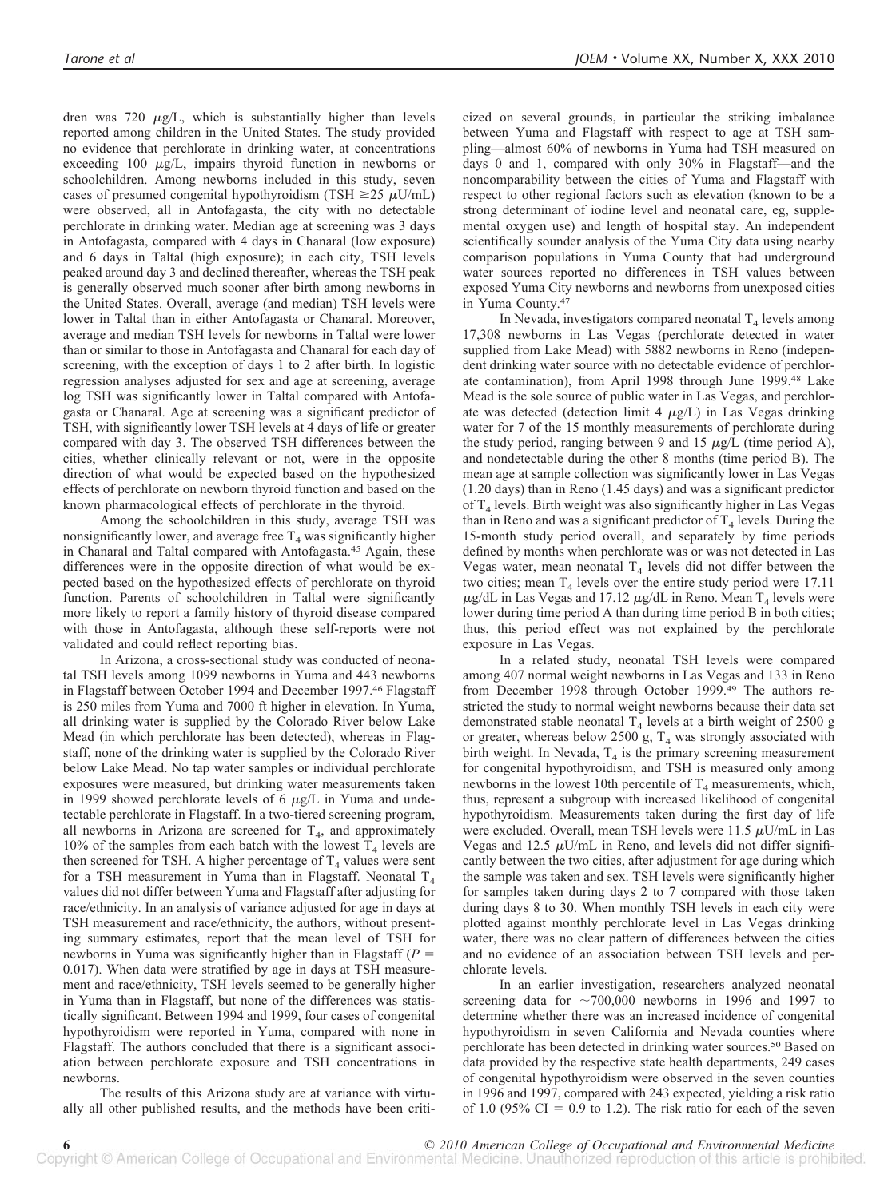dren was 720 μg/L, which is substantially higher than levels reported among children in the United States. The study provided no evidence that perchlorate in drinking water, at concentrations exceeding 100 μg/L, impairs thyroid function in newborns or schoolchildren. Among newborns included in this study, seven cases of presumed congenital hypothyroidism (TSH ≥25 μU/mL) were observed, all in Antofagasta, the city with no detectable perchlorate in drinking water. Median age at screening was 3 days in Antofagasta, compared with 4 days in Chanaral (low exposure) and 6 days in Taltal (high exposure); in each city, TSH levels peaked around day 3 and declined thereafter, whereas the TSH peak is generally observed much sooner after birth among newborns in the United States. Overall, average (and median) TSH levels were lower in Taltal than in either Antofagasta or Chanaral. Moreover, average and median TSH levels for newborns in Taltal were lower than or similar to those in Antofagasta and Chanaral for each day of screening, with the exception of days 1 to 2 after birth. In logistic regression analyses adjusted for sex and age at screening, average log TSH was significantly lower in Taltal compared with Antofagasta or Chanaral. Age at screening was a significant predictor of TSH, with significantly lower TSH levels at 4 days of life or greater compared with day 3. The observed TSH differences between the cities, whether clinically relevant or not, were in the opposite direction of what would be expected based on the hypothesized effects of perchlorate on newborn thyroid function and based on the known pharmacological effects of perchlorate in the thyroid.

Among the schoolchildren in this study, average TSH was nonsignificantly lower, and average free $T_4$ was significantly higher in Chanaral and Taltal compared with Antofagasta.[45] Again, these differences were in the opposite direction of what would be expected based on the hypothesized effects of perchlorate on thyroid function. Parents of schoolchildren in Taltal were significantly more likely to report a family history of thyroid disease compared with those in Antofagasta, although these self-reports were not validated and could reflect reporting bias.

In Arizona, a cross-sectional study was conducted of neonatal TSH levels among 1099 newborns in Yuma and 443 newborns in Flagstaff between October 1994 and December 1997.[46] Flagstaff is 250 miles from Yuma and 7000 ft higher in elevation. In Yuma, all drinking water is supplied by the Colorado River below Lake Mead (in which perchlorate has been detected), whereas in Flagstaff, none of the drinking water is supplied by the Colorado River below Lake Mead. No tap water samples or individual perchlorate exposures were measured, but drinking water measurements taken in 1999 showed perchlorate levels of 6 μg/L in Yuma and undetectable perchlorate in Flagstaff. In a two-tiered screening program, all newborns in Arizona are screened for $T_4$, and approximately 10% of the samples from each batch with the lowest $T_4$ levels are then screened for TSH. A higher percentage of $T_4$ values were sent for a TSH measurement in Yuma than in Flagstaff. Neonatal $T_4$ values did not differ between Yuma and Flagstaff after adjusting for race/ethnicity. In an analysis of variance adjusted for age in days at TSH measurement and race/ethnicity, the authors, without presenting summary estimates, report that the mean level of TSH for newborns in Yuma was significantly higher than in Flagstaff ($P = 0.017$). When data were stratified by age in days at TSH measurement and race/ethnicity, TSH levels seemed to be generally higher in Yuma than in Flagstaff, but none of the differences was statistically significant. Between 1994 and 1999, four cases of congenital hypothyroidism were reported in Yuma, compared with none in Flagstaff. The authors concluded that there is a significant association between perchlorate exposure and TSH concentrations in newborns.

The results of this Arizona study are at variance with virtually all other published results, and the methods have been criticized on several grounds, in particular the striking imbalance between Yuma and Flagstaff with respect to age at TSH sampling—almost 60% of newborns in Yuma had TSH measured on days 0 and 1, compared with only 30% in Flagstaff—and the noncomparability between the cities of Yuma and Flagstaff with respect to other regional factors such as elevation (known to be a strong determinant of iodine level and neonatal care, eg, supplemental oxygen use) and length of hospital stay. An independent scientifically sounder analysis of the Yuma City data using nearby comparison populations in Yuma County that had underground water sources reported no differences in TSH values between exposed Yuma City newborns and newborns from unexposed cities in Yuma County.[47]

In Nevada, investigators compared neonatal $T_4$ levels among 17,308 newborns in Las Vegas (perchlorate detected in water supplied from Lake Mead) with 5882 newborns in Reno (independent drinking water source with no detectable evidence of perchlorate contamination), from April 1998 through June 1999.[48] Lake Mead is the sole source of public water in Las Vegas, and perchlorate was detected (detection limit 4 μg/L) in Las Vegas drinking water for 7 of the 15 monthly measurements of perchlorate during the study period, ranging between 9 and 15 μg/L (time period A), and nondetectable during the other 8 months (time period B). The mean age at sample collection was significantly lower in Las Vegas (1.20 days) than in Reno (1.45 days) and was a significant predictor of $T_4$ levels. Birth weight was also significantly higher in Las Vegas than in Reno and was a significant predictor of $T_4$ levels. During the 15-month study period overall, and separately by time periods defined by months when perchlorate was or was not detected in Las Vegas water, mean neonatal $T_4$ levels did not differ between the two cities; mean $T_4$ levels over the entire study period were 17.11 μg/dL in Las Vegas and 17.12 μg/dL in Reno. Mean $T_4$ levels were lower during time period A than during time period B in both cities; thus, this period effect was not explained by the perchlorate exposure in Las Vegas.

In a related study, neonatal TSH levels were compared among 407 normal weight newborns in Las Vegas and 133 in Reno from December 1998 through October 1999.[49] The authors restricted the study to normal weight newborns because their data set demonstrated stable neonatal $T_4$ levels at a birth weight of 2500 g or greater, whereas below 2500 g, $T_4$ was strongly associated with birth weight. In Nevada, $T_4$ is the primary screening measurement for congenital hypothyroidism, and TSH is measured only among newborns in the lowest 10th percentile of $T_4$ measurements, which, thus, represent a subgroup with increased likelihood of congenital hypothyroidism. Measurements taken during the first day of life were excluded. Overall, mean TSH levels were 11.5 μU/mL in Las Vegas and 12.5 μU/mL in Reno, and levels did not differ significantly between the two cities, after adjustment for age during which the sample was taken and sex. TSH levels were significantly higher for samples taken during days 2 to 7 compared with those taken during days 8 to 30. When monthly TSH levels in each city were plotted against monthly perchlorate level in Las Vegas drinking water, there was no clear pattern of differences between the cities and no evidence of an association between TSH levels and perchlorate levels.

In an earlier investigation, researchers analyzed neonatal screening data for ~700,000 newborns in 1996 and 1997 to determine whether there was an increased incidence of congenital hypothyroidism in seven California and Nevada counties where perchlorate has been detected in drinking water sources.[50] Based on data provided by the respective state health departments, 249 cases of congenital hypothyroidism were observed in the seven counties in 1996 and 1997, compared with 243 expected, yielding a risk ratio of 1.0 (95% CI = 0.9 to 1.2). The risk ratio for each of the seven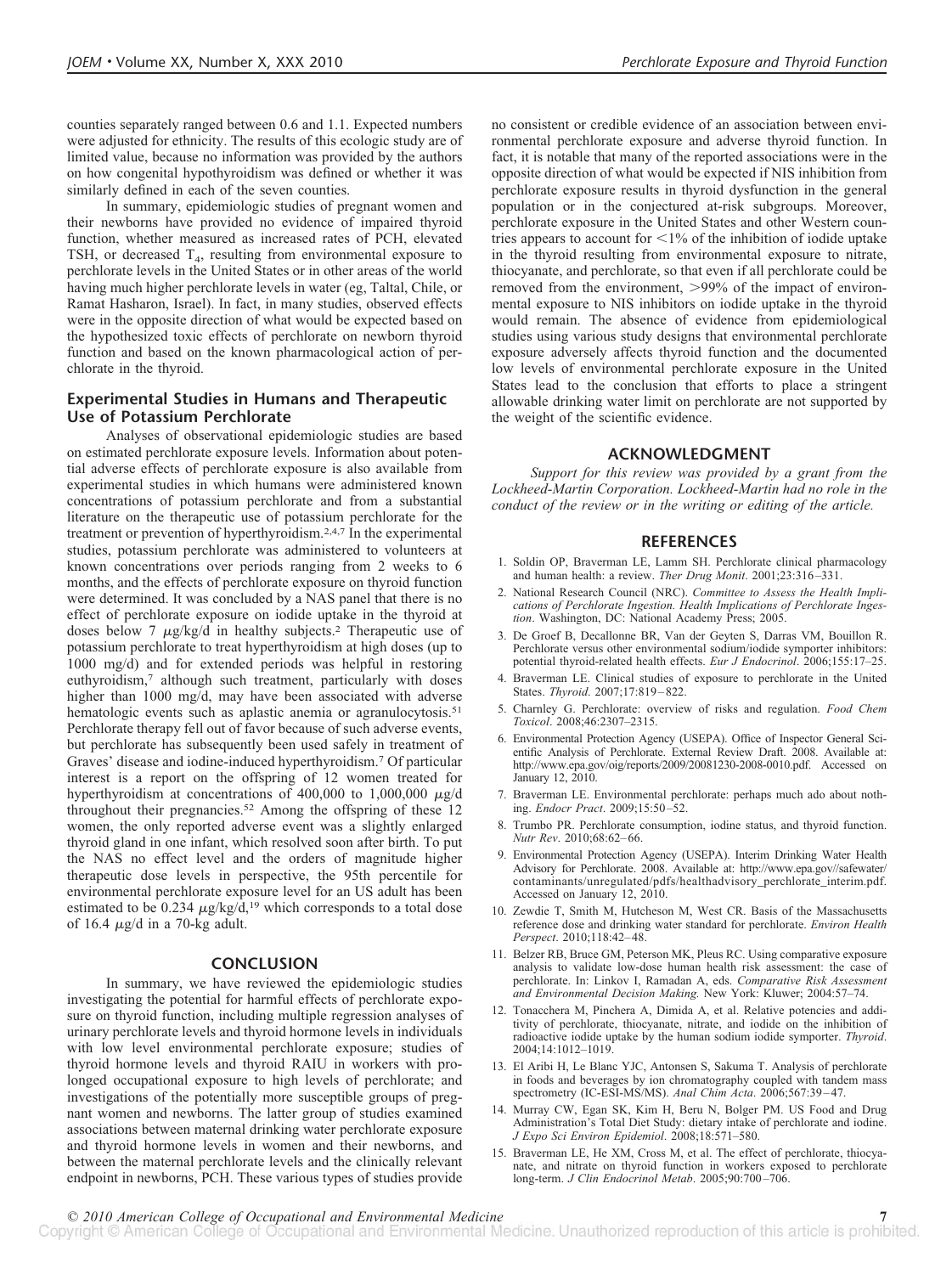counties separately ranged between 0.6 and 1.1. Expected numbers were adjusted for ethnicity. The results of this ecologic study are of limited value, because no information was provided by the authors on how congenital hypothyroidism was defined or whether it was similarly defined in each of the seven counties.

In summary, epidemiologic studies of pregnant women and their newborns have provided no evidence of impaired thyroid function, whether measured as increased rates of PCH, elevated TSH, or decreased $T_4$, resulting from environmental exposure to perchlorate levels in the United States or in other areas of the world having much higher perchlorate levels in water (eg, Taltal, Chile, or Ramat Hasharon, Israel). In fact, in many studies, observed effects were in the opposite direction of what would be expected based on the hypothesized toxic effects of perchlorate on newborn thyroid function and based on the known pharmacological action of perchlorate in the thyroid.

## Experimental Studies in Humans and Therapeutic Use of Potassium Perchlorate

Analyses of observational epidemiologic studies are based on estimated perchlorate exposure levels. Information about potential adverse effects of perchlorate exposure is also available from experimental studies in which humans were administered known concentrations of potassium perchlorate and from a substantial literature on the therapeutic use of potassium perchlorate for the treatment or prevention of hyperthyroidism.[2,4,7] In the experimental studies, potassium perchlorate was administered to volunteers at known concentrations over periods ranging from 2 weeks to 6 months, and the effects of perchlorate exposure on thyroid function were determined. It was concluded by a NAS panel that there is no effect of perchlorate exposure on iodide uptake in the thyroid at doses below 7 $\mu$g/kg/d in healthy subjects.[2] Therapeutic use of potassium perchlorate to treat hyperthyroidism at high doses (up to 1000 mg/d) and for extended periods was helpful in restoring euthyroidism,[7] although such treatment, particularly with doses higher than 1000 mg/d, may have been associated with adverse hematologic events such as aplastic anemia or agranulocytosis.[51] Perchlorate therapy fell out of favor because of such adverse events, but perchlorate has subsequently been used safely in treatment of Graves' disease and iodine-induced hyperthyroidism.[7] Of particular interest is a report on the offspring of 12 women treated for hyperthyroidism at concentrations of 400,000 to 1,000,000 $\mu$g/d throughout their pregnancies.[52] Among the offspring of these 12 women, the only reported adverse event was a slightly enlarged thyroid gland in one infant, which resolved soon after birth. To put the NAS no effect level and the orders of magnitude higher therapeutic dose levels in perspective, the 95th percentile for environmental perchlorate exposure level for an US adult has been estimated to be 0.234 $\mu$g/kg/d,[19] which corresponds to a total dose of 16.4 $\mu$g/d in a 70-kg adult.

## CONCLUSION

In summary, we have reviewed the epidemiologic studies investigating the potential for harmful effects of perchlorate exposure on thyroid function, including multiple regression analyses of urinary perchlorate levels and thyroid hormone levels in individuals with low level environmental perchlorate exposure; studies of thyroid hormone levels and thyroid RAIU in workers with prolonged occupational exposure to high levels of perchlorate; and investigations of the potentially more susceptible groups of pregnant women and newborns. The latter group of studies examined associations between maternal drinking water perchlorate exposure and thyroid hormone levels in women and their newborns, and between the maternal perchlorate levels and the clinically relevant endpoint in newborns, PCH. These various types of studies provide no consistent or credible evidence of an association between environmental perchlorate exposure and adverse thyroid function. In fact, it is notable that many of the reported associations were in the opposite direction of what would be expected if NIS inhibition from perchlorate exposure results in thyroid dysfunction in the general population or in the conjectured at-risk subgroups. Moreover, perchlorate exposure in the United States and other Western countries appears to account for <1% of the inhibition of iodide uptake in the thyroid resulting from environmental exposure to nitrate, thiocyanate, and perchlorate, so that even if all perchlorate could be removed from the environment, >99% of the impact of environmental exposure to NIS inhibitors on iodide uptake in the thyroid would remain. The absence of evidence from epidemiological studies using various study designs that environmental perchlorate exposure adversely affects thyroid function and the documented low levels of environmental perchlorate exposure in the United States lead to the conclusion that efforts to place a stringent allowable drinking water limit on perchlorate are not supported by the weight of the scientific evidence.

## ACKNOWLEDGMENT

*Support for this review was provided by a grant from the Lockheed-Martin Corporation. Lockheed-Martin had no role in the conduct of the review or in the writing or editing of the article.*

## REFERENCES

1. Soldin OP, Braverman LE, Lamm SH. Perchlorate clinical pharmacology and human health: a review. *Ther Drug Monit*. 2001;23:316–331.
2. National Research Council (NRC). *Committee to Assess the Health Implications of Perchlorate Ingestion. Health Implications of Perchlorate Ingestion*. Washington, DC: National Academy Press; 2005.
3. De Groef B, Decallonne BR, Van der Geyten S, Darras VM, Bouillon R. Perchlorate versus other environmental sodium/iodide symporter inhibitors: potential thyroid-related health effects. *Eur J Endocrinol*. 2006;155:17–25.
4. Braverman LE. Clinical studies of exposure to perchlorate in the United States. *Thyroid*. 2007;17:819–822.
5. Charnley G. Perchlorate: overview of risks and regulation. *Food Chem Toxicol*. 2008;46:2307–2315.
6. Environmental Protection Agency (USEPA). Office of Inspector General Scientific Analysis of Perchlorate. External Review Draft. 2008. Available at: http://www.epa.gov/oig/reports/2009/20081230-2008-0010.pdf. Accessed on January 12, 2010.
7. Braverman LE. Environmental perchlorate: perhaps much ado about nothing. *Endocr Pract*. 2009;15:50–52.
8. Trumbo PR. Perchlorate consumption, iodine status, and thyroid function. *Nutr Rev*. 2010;68:62–66.
9. Environmental Protection Agency (USEPA). Interim Drinking Water Health Advisory for Perchlorate. 2008. Available at: http://www.epa.gov//safewater/contaminants/unregulated/pdfs/healthadvisory_perchlorate_interim.pdf. Accessed on January 12, 2010.
10. Zewdie T, Smith M, Hutcheson M, West CR. Basis of the Massachusetts reference dose and drinking water standard for perchlorate. *Environ Health Perspect*. 2010;118:42–48.
11. Belzer RB, Bruce GM, Peterson MK, Pleus RC. Using comparative exposure analysis to validate low-dose human health risk assessment: the case of perchlorate. In: Linkov I, Ramadan A, eds. *Comparative Risk Assessment and Environmental Decision Making*. New York: Kluwer; 2004:57–74.
12. Tonacchera M, Pinchera A, Dimida A, et al. Relative potencies and additivity of perchlorate, thiocyanate, nitrate, and iodide on the inhibition of radioactive iodide uptake by the human sodium iodide symporter. *Thyroid*. 2004;14:1012–1019.
13. El Aribi H, Le Blanc YJC, Antonsen S, Sakuma T. Analysis of perchlorate in foods and beverages by ion chromatography coupled with tandem mass spectrometry (IC-ESI-MS/MS). *Anal Chim Acta*. 2006;567:39–47.
14. Murray CW, Egan SK, Kim H, Beru N, Bolger PM. US Food and Drug Administration's Total Diet Study: dietary intake of perchlorate and iodine. *J Expo Sci Environ Epidemiol*. 2008;18:571–580.
15. Braverman LE, He XM, Cross M, et al. The effect of perchlorate, thiocyanate, and nitrate on thyroid function in workers exposed to perchlorate long-term. *J Clin Endocrinol Metab*. 2005;90:700–706.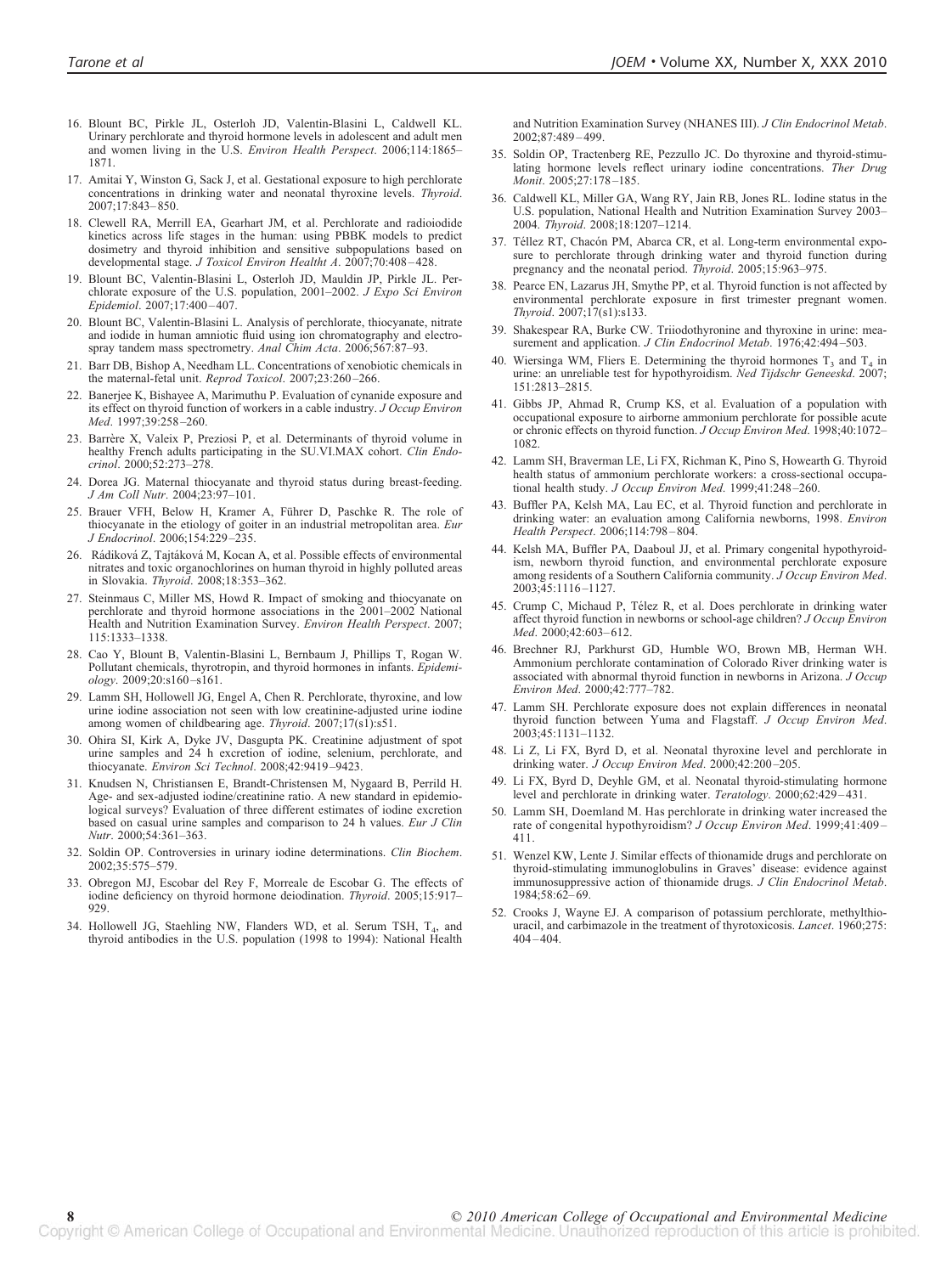16. Blount BC, Pirkle JL, Osterloh JD, Valentin-Blasini L, Caldwell KL. Urinary perchlorate and thyroid hormone levels in adolescent and adult men and women living in the U.S. *Environ Health Perspect*. 2006;114:1865–1871.
17. Amitai Y, Winston G, Sack J, et al. Gestational exposure to high perchlorate concentrations in drinking water and neonatal thyroxine levels. *Thyroid*. 2007;17:843–850.
18. Clewell RA, Merrill EA, Gearhart JM, et al. Perchlorate and radioiodide kinetics across life stages in the human: using PBBK models to predict dosimetry and thyroid inhibition and sensitive subpopulations based on developmental stage. *J Toxicol Environ Healtht A*. 2007;70:408–428.
19. Blount BC, Valentin-Blasini L, Osterloh JD, Mauldin JP, Pirkle JL. Perchlorate exposure of the U.S. population, 2001–2002. *J Expo Sci Environ Epidemiol*. 2007;17:400–407.
20. Blount BC, Valentin-Blasini L. Analysis of perchlorate, thiocyanate, nitrate and iodide in human amniotic fluid using ion chromatography and electrospray tandem mass spectrometry. *Anal Chim Acta*. 2006;567:87–93.
21. Barr DB, Bishop A, Needham LL. Concentrations of xenobiotic chemicals in the maternal-fetal unit. *Reprod Toxicol*. 2007;23:260–266.
22. Banerjee K, Bishayee A, Marimuthu P. Evaluation of cynanide exposure and its effect on thyroid function of workers in a cable industry. *J Occup Environ Med*. 1997;39:258–260.
23. Barrère X, Valeix P, Preziosi P, et al. Determinants of thyroid volume in healthy French adults participating in the SU.VI.MAX cohort. *Clin Endocrinol*. 2000;52:273–278.
24. Dorea JG. Maternal thiocyanate and thyroid status during breast-feeding. *J Am Coll Nutr*. 2004;23:97–101.
25. Brauer VFH, Below H, Kramer A, Führer D, Paschke R. The role of thiocyanate in the etiology of goiter in an industrial metropolitan area. *Eur J Endocrinol*. 2006;154:229–235.
26. Rádiková Z, Tajtáková M, Kocan A, et al. Possible effects of environmental nitrates and toxic organochlorines on human thyroid in highly polluted areas in Slovakia. *Thyroid*. 2008;18:353–362.
27. Steinmaus C, Miller MS, Howd R. Impact of smoking and thiocyanate on perchlorate and thyroid hormone associations in the 2001–2002 National Health and Nutrition Examination Survey. *Environ Health Perspect*. 2007; 115:1333–1338.
28. Cao Y, Blount B, Valentin-Blasini L, Bernbaum J, Phillips T, Rogan W. Pollutant chemicals, thyrotropin, and thyroid hormones in infants. *Epidemiology*. 2009;20:s160–s161.
29. Lamm SH, Hollowell JG, Engel A, Chen R. Perchlorate, thyroxine, and low urine iodine association not seen with low creatinine-adjusted urine iodine among women of childbearing age. *Thyroid*. 2007;17(s1):s51.
30. Ohira SI, Kirk A, Dyke JV, Dasgupta PK. Creatinine adjustment of spot urine samples and 24 h excretion of iodine, selenium, perchlorate, and thiocyanate. *Environ Sci Technol*. 2008;42:9419–9423.
31. Knudsen N, Christiansen E, Brandt-Christensen M, Nygaard B, Perrild H. Age- and sex-adjusted iodine/creatinine ratio. A new standard in epidemiological surveys? Evaluation of three different estimates of iodine excretion based on casual urine samples and comparison to 24 h values. *Eur J Clin Nutr*. 2000;54:361–363.
32. Soldin OP. Controversies in urinary iodine determinations. *Clin Biochem*. 2002;35:575–579.
33. Obregon MJ, Escobar del Rey F, Morreale de Escobar G. The effects of iodine deficiency on thyroid hormone deiodination. *Thyroid*. 2005;15:917–929.
34. Hollowell JG, Staehling NW, Flanders WD, et al. Serum TSH, $T_4$, and thyroid antibodies in the U.S. population (1998 to 1994): National Health and Nutrition Examination Survey (NHANES III). *J Clin Endocrinol Metab*. 2002;87:489–499.
35. Soldin OP, Tractenberg RE, Pezzullo JC. Do thyroxine and thyroid-stimulating hormone levels reflect urinary iodine concentrations. *Ther Drug Monit*. 2005;27:178–185.
36. Caldwell KL, Miller GA, Wang RY, Jain RB, Jones RL. Iodine status in the U.S. population, National Health and Nutrition Examination Survey 2003–2004. *Thyroid*. 2008;18:1207–1214.
37. Téllez RT, Chacón PM, Abarca CR, et al. Long-term environmental exposure to perchlorate through drinking water and thyroid function during pregnancy and the neonatal period. *Thyroid*. 2005;15:963–975.
38. Pearce EN, Lazarus JH, Smythe PP, et al. Thyroid function is not affected by environmental perchlorate exposure in first trimester pregnant women. *Thyroid*. 2007;17(s1):s133.
39. Shakespear RA, Burke CW. Triiodothyronine and thyroxine in urine: measurement and application. *J Clin Endocrinol Metab*. 1976;42:494–503.
40. Wiersinga WM, Fliers E. Determining the thyroid hormones $T_3$ and $T_4$ in urine: an unreliable test for hypothyroidism. *Ned Tijdschr Geneeskd*. 2007; 151:2813–2815.
41. Gibbs JP, Ahmad R, Crump KS, et al. Evaluation of a population with occupational exposure to airborne ammonium perchlorate for possible acute or chronic effects on thyroid function. *J Occup Environ Med*. 1998;40:1072–1082.
42. Lamm SH, Braverman LE, Li FX, Richman K, Pino S, Howearth G. Thyroid health status of ammonium perchlorate workers: a cross-sectional occupational health study. *J Occup Environ Med*. 1999;41:248–260.
43. Buffler PA, Kelsh MA, Lau EC, et al. Thyroid function and perchlorate in drinking water: an evaluation among California newborns, 1998. *Environ Health Perspect*. 2006;114:798–804.
44. Kelsh MA, Buffler PA, Daaboul JJ, et al. Primary congenital hypothyroidism, newborn thyroid function, and environmental perchlorate exposure among residents of a Southern California community. *J Occup Environ Med*. 2003;45:1116–1127.
45. Crump C, Michaud P, Télez R, et al. Does perchlorate in drinking water affect thyroid function in newborns or school-age children? *J Occup Environ Med*. 2000;42:603–612.
46. Brechner RJ, Parkhurst GD, Humble WO, Brown MB, Herman WH. Ammonium perchlorate contamination of Colorado River drinking water is associated with abnormal thyroid function in newborns in Arizona. *J Occup Environ Med*. 2000;42:777–782.
47. Lamm SH. Perchlorate exposure does not explain differences in neonatal thyroid function between Yuma and Flagstaff. *J Occup Environ Med*. 2003;45:1131–1132.
48. Li Z, Li FX, Byrd D, et al. Neonatal thyroxine level and perchlorate in drinking water. *J Occup Environ Med*. 2000;42:200–205.
49. Li FX, Byrd D, Deyhle GM, et al. Neonatal thyroid-stimulating hormone level and perchlorate in drinking water. *Teratology*. 2000;62:429–431.
50. Lamm SH, Doemland M. Has perchlorate in drinking water increased the rate of congenital hypothyroidism? *J Occup Environ Med*. 1999;41:409–411.
51. Wenzel KW, Lente J. Similar effects of thionamide drugs and perchlorate on thyroid-stimulating immunoglobulins in Graves' disease: evidence against immunosuppressive action of thionamide drugs. *J Clin Endocrinol Metab*. 1984;58:62–69.
52. Crooks J, Wayne EJ. A comparison of potassium perchlorate, methylthiouracil, and carbimazole in the treatment of thyrotoxicosis. *Lancet*. 1960;275: 404–404.